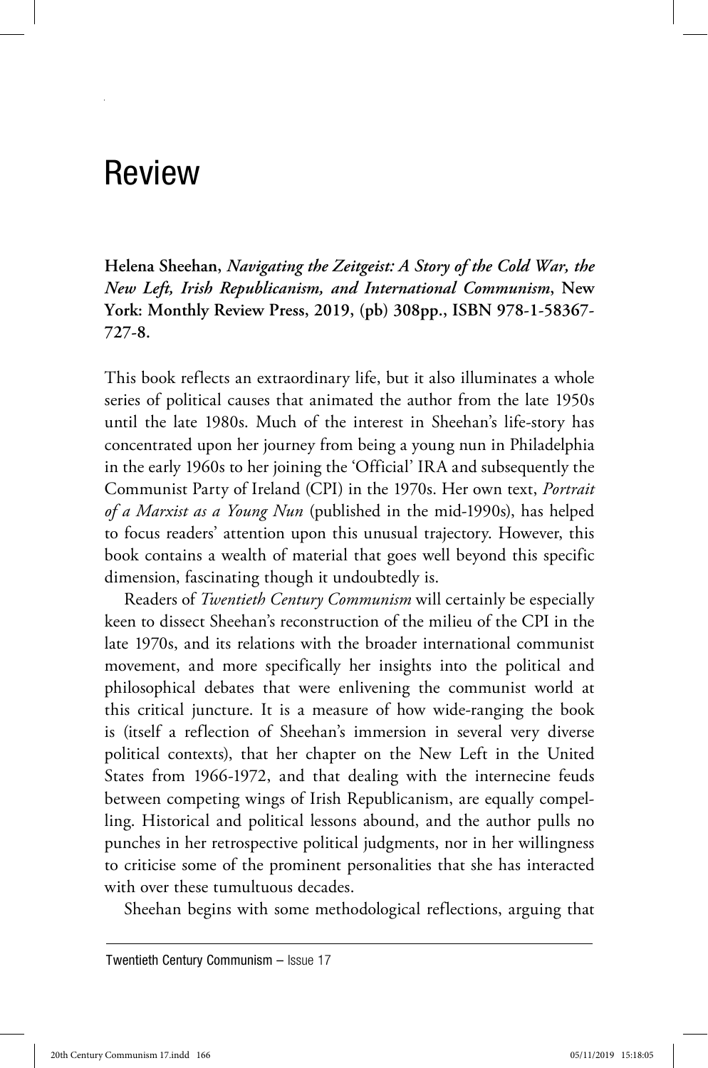# Review

**Helena Sheehan, *Navigating the Zeitgeist: A Story of the Cold War, the New Left, Irish Republicanism, and International Communism*, New York: Monthly Review Press, 2019, (pb) 308pp., ISBN 978-1-58367-727-8.**

This book reflects an extraordinary life, but it also illuminates a whole series of political causes that animated the author from the late 1950s until the late 1980s. Much of the interest in Sheehan's life-story has concentrated upon her journey from being a young nun in Philadelphia in the early 1960s to her joining the 'Official' IRA and subsequently the Communist Party of Ireland (CPI) in the 1970s. Her own text, *Portrait of a Marxist as a Young Nun* (published in the mid-1990s), has helped to focus readers' attention upon this unusual trajectory. However, this book contains a wealth of material that goes well beyond this specific dimension, fascinating though it undoubtedly is.

Readers of *Twentieth Century Communism* will certainly be especially keen to dissect Sheehan's reconstruction of the milieu of the CPI in the late 1970s, and its relations with the broader international communist movement, and more specifically her insights into the political and philosophical debates that were enlivening the communist world at this critical juncture. It is a measure of how wide-ranging the book is (itself a reflection of Sheehan's immersion in several very diverse political contexts), that her chapter on the New Left in the United States from 1966-1972, and that dealing with the internecine feuds between competing wings of Irish Republicanism, are equally compelling. Historical and political lessons abound, and the author pulls no punches in her retrospective political judgments, nor in her willingness to criticise some of the prominent personalities that she has interacted with over these tumultuous decades.

Sheehan begins with some methodological reflections, arguing that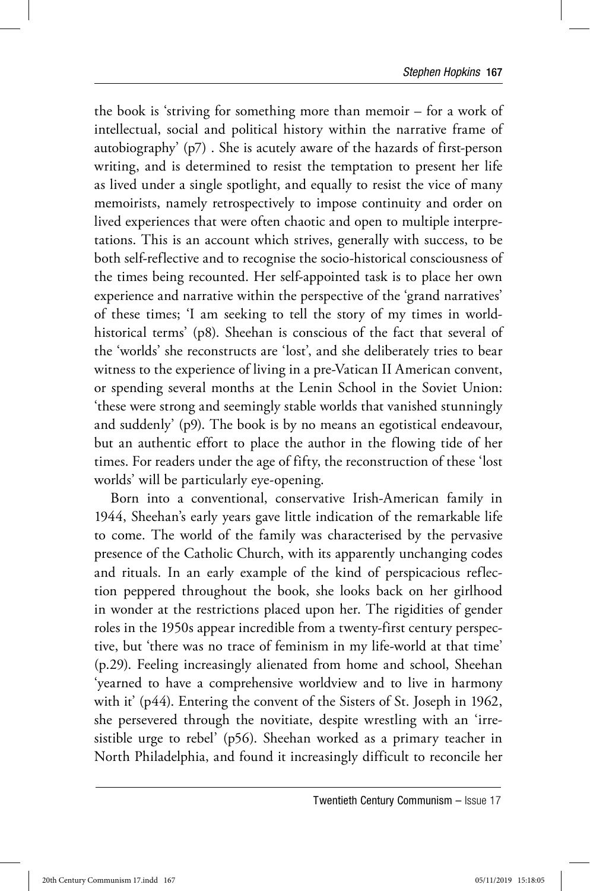the book is 'striving for something more than memoir – for a work of intellectual, social and political history within the narrative frame of autobiography' (p7) . She is acutely aware of the hazards of first-person writing, and is determined to resist the temptation to present her life as lived under a single spotlight, and equally to resist the vice of many memoirists, namely retrospectively to impose continuity and order on lived experiences that were often chaotic and open to multiple interpretations. This is an account which strives, generally with success, to be both self-reflective and to recognise the socio-historical consciousness of the times being recounted. Her self-appointed task is to place her own experience and narrative within the perspective of the 'grand narratives' of these times; 'I am seeking to tell the story of my times in world-historical terms' (p8). Sheehan is conscious of the fact that several of the 'worlds' she reconstructs are 'lost', and she deliberately tries to bear witness to the experience of living in a pre-Vatican II American convent, or spending several months at the Lenin School in the Soviet Union: 'these were strong and seemingly stable worlds that vanished stunningly and suddenly' (p9). The book is by no means an egotistical endeavour, but an authentic effort to place the author in the flowing tide of her times. For readers under the age of fifty, the reconstruction of these 'lost worlds' will be particularly eye-opening.

Born into a conventional, conservative Irish-American family in 1944, Sheehan's early years gave little indication of the remarkable life to come. The world of the family was characterised by the pervasive presence of the Catholic Church, with its apparently unchanging codes and rituals. In an early example of the kind of perspicacious reflection peppered throughout the book, she looks back on her girlhood in wonder at the restrictions placed upon her. The rigidities of gender roles in the 1950s appear incredible from a twenty-first century perspective, but 'there was no trace of feminism in my life-world at that time' (p.29). Feeling increasingly alienated from home and school, Sheehan 'yearned to have a comprehensive worldview and to live in harmony with it' (p44). Entering the convent of the Sisters of St. Joseph in 1962, she persevered through the novitiate, despite wrestling with an 'irresistible urge to rebel' (p56). Sheehan worked as a primary teacher in North Philadelphia, and found it increasingly difficult to reconcile her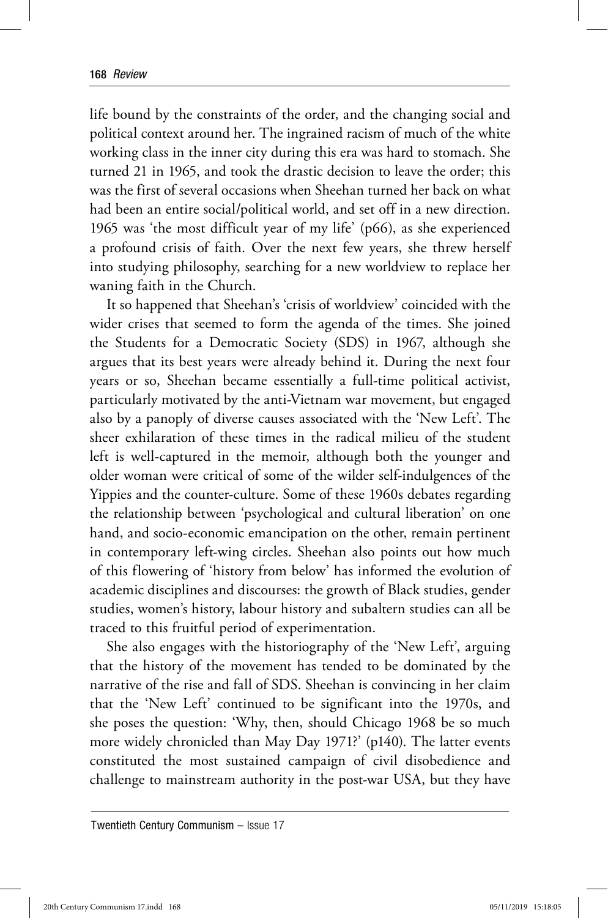life bound by the constraints of the order, and the changing social and political context around her. The ingrained racism of much of the white working class in the inner city during this era was hard to stomach. She turned 21 in 1965, and took the drastic decision to leave the order; this was the first of several occasions when Sheehan turned her back on what had been an entire social/political world, and set off in a new direction. 1965 was 'the most difficult year of my life' (p66), as she experienced a profound crisis of faith. Over the next few years, she threw herself into studying philosophy, searching for a new worldview to replace her waning faith in the Church.

It so happened that Sheehan's 'crisis of worldview' coincided with the wider crises that seemed to form the agenda of the times. She joined the Students for a Democratic Society (SDS) in 1967, although she argues that its best years were already behind it. During the next four years or so, Sheehan became essentially a full-time political activist, particularly motivated by the anti-Vietnam war movement, but engaged also by a panoply of diverse causes associated with the 'New Left'. The sheer exhilaration of these times in the radical milieu of the student left is well-captured in the memoir, although both the younger and older woman were critical of some of the wilder self-indulgences of the Yippies and the counter-culture. Some of these 1960s debates regarding the relationship between 'psychological and cultural liberation' on one hand, and socio-economic emancipation on the other, remain pertinent in contemporary left-wing circles. Sheehan also points out how much of this flowering of 'history from below' has informed the evolution of academic disciplines and discourses: the growth of Black studies, gender studies, women's history, labour history and subaltern studies can all be traced to this fruitful period of experimentation.

She also engages with the historiography of the 'New Left', arguing that the history of the movement has tended to be dominated by the narrative of the rise and fall of SDS. Sheehan is convincing in her claim that the 'New Left' continued to be significant into the 1970s, and she poses the question: 'Why, then, should Chicago 1968 be so much more widely chronicled than May Day 1971?' (p140). The latter events constituted the most sustained campaign of civil disobedience and challenge to mainstream authority in the post-war USA, but they have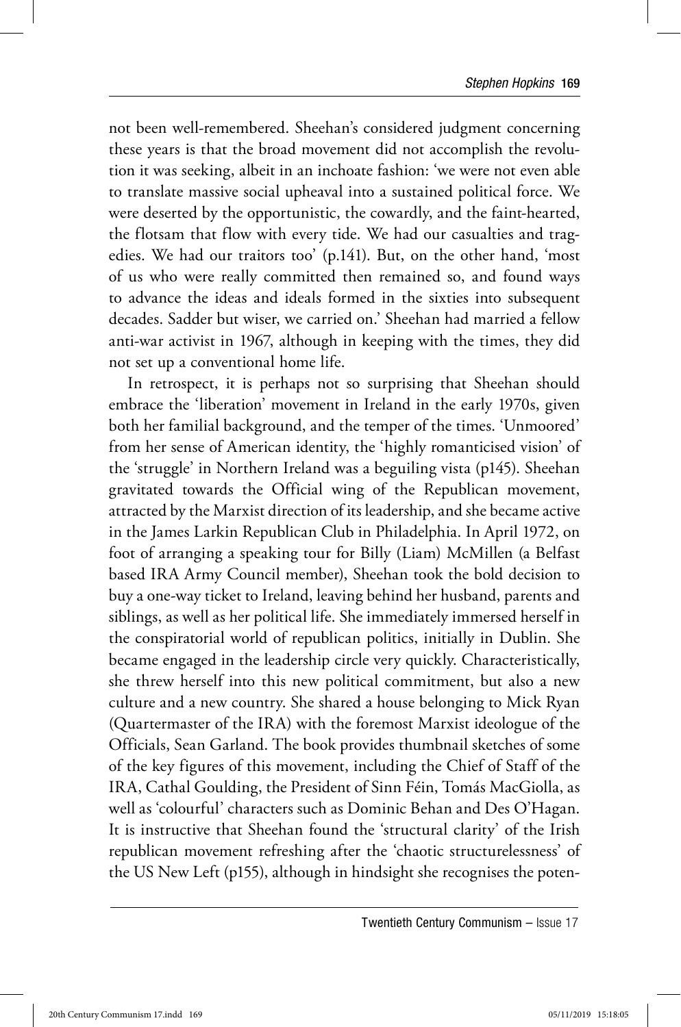not been well-remembered. Sheehan's considered judgment concerning these years is that the broad movement did not accomplish the revolution it was seeking, albeit in an inchoate fashion: 'we were not even able to translate massive social upheaval into a sustained political force. We were deserted by the opportunistic, the cowardly, and the faint-hearted, the flotsam that flow with every tide. We had our casualties and tragedies. We had our traitors too' (p.141). But, on the other hand, 'most of us who were really committed then remained so, and found ways to advance the ideas and ideals formed in the sixties into subsequent decades. Sadder but wiser, we carried on.' Sheehan had married a fellow anti-war activist in 1967, although in keeping with the times, they did not set up a conventional home life.

In retrospect, it is perhaps not so surprising that Sheehan should embrace the 'liberation' movement in Ireland in the early 1970s, given both her familial background, and the temper of the times. 'Unmoored' from her sense of American identity, the 'highly romanticised vision' of the 'struggle' in Northern Ireland was a beguiling vista (p145). Sheehan gravitated towards the Official wing of the Republican movement, attracted by the Marxist direction of its leadership, and she became active in the James Larkin Republican Club in Philadelphia. In April 1972, on foot of arranging a speaking tour for Billy (Liam) McMillen (a Belfast based IRA Army Council member), Sheehan took the bold decision to buy a one-way ticket to Ireland, leaving behind her husband, parents and siblings, as well as her political life. She immediately immersed herself in the conspiratorial world of republican politics, initially in Dublin. She became engaged in the leadership circle very quickly. Characteristically, she threw herself into this new political commitment, but also a new culture and a new country. She shared a house belonging to Mick Ryan (Quartermaster of the IRA) with the foremost Marxist ideologue of the Officials, Sean Garland. The book provides thumbnail sketches of some of the key figures of this movement, including the Chief of Staff of the IRA, Cathal Goulding, the President of Sinn Féin, Tomás MacGiolla, as well as 'colourful' characters such as Dominic Behan and Des O'Hagan. It is instructive that Sheehan found the 'structural clarity' of the Irish republican movement refreshing after the 'chaotic structurelessness' of the US New Left (p155), although in hindsight she recognises the poten-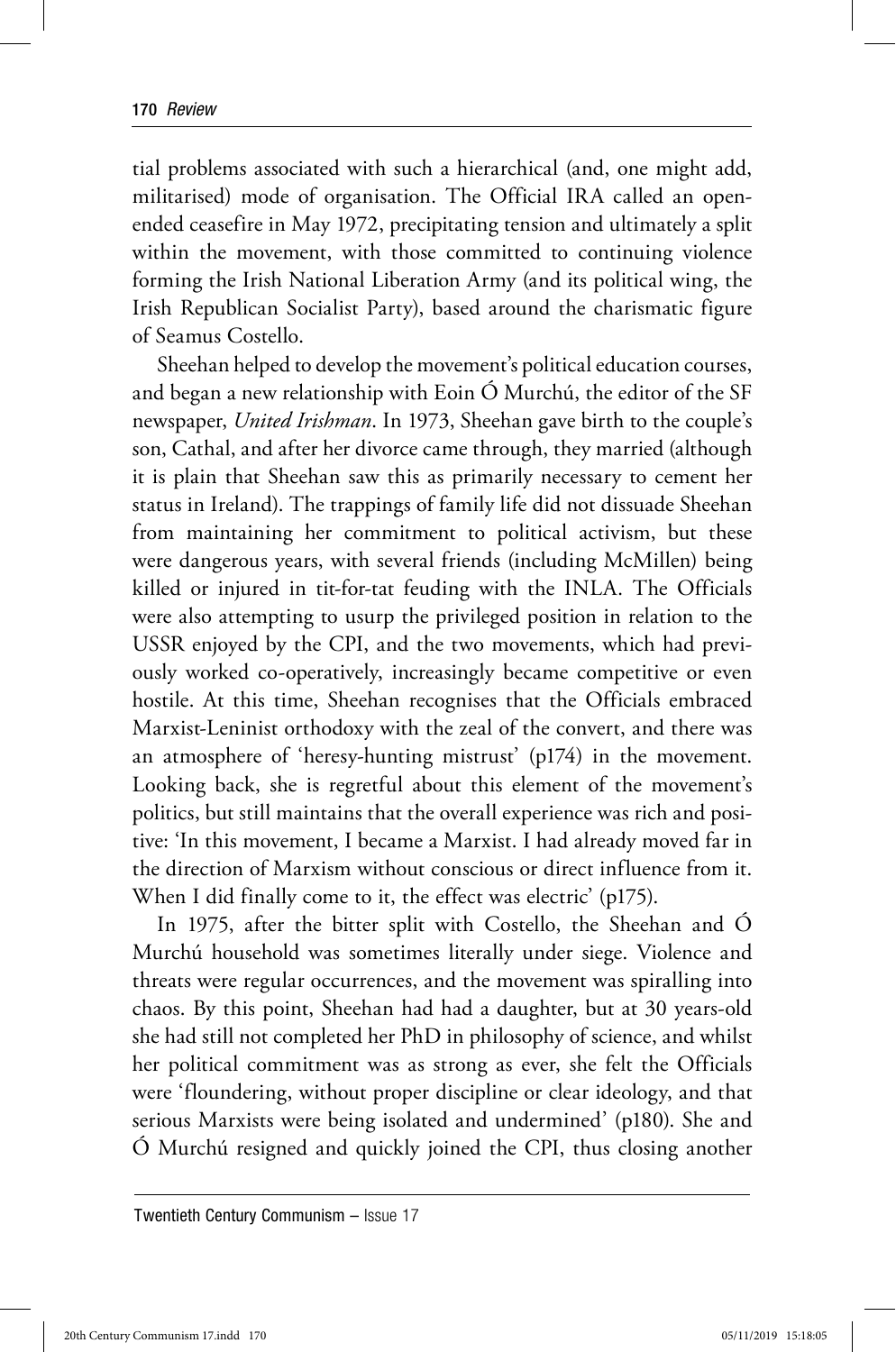tial problems associated with such a hierarchical (and, one might add, militarised) mode of organisation. The Official IRA called an open-ended ceasefire in May 1972, precipitating tension and ultimately a split within the movement, with those committed to continuing violence forming the Irish National Liberation Army (and its political wing, the Irish Republican Socialist Party), based around the charismatic figure of Seamus Costello.

Sheehan helped to develop the movement's political education courses, and began a new relationship with Eoin Ó Murchú, the editor of the SF newspaper, *United Irishman*. In 1973, Sheehan gave birth to the couple's son, Cathal, and after her divorce came through, they married (although it is plain that Sheehan saw this as primarily necessary to cement her status in Ireland). The trappings of family life did not dissuade Sheehan from maintaining her commitment to political activism, but these were dangerous years, with several friends (including McMillen) being killed or injured in tit-for-tat feuding with the INLA. The Officials were also attempting to usurp the privileged position in relation to the USSR enjoyed by the CPI, and the two movements, which had previously worked co-operatively, increasingly became competitive or even hostile. At this time, Sheehan recognises that the Officials embraced Marxist-Leninist orthodoxy with the zeal of the convert, and there was an atmosphere of 'heresy-hunting mistrust' (p174) in the movement. Looking back, she is regretful about this element of the movement's politics, but still maintains that the overall experience was rich and positive: 'In this movement, I became a Marxist. I had already moved far in the direction of Marxism without conscious or direct influence from it. When I did finally come to it, the effect was electric' (p175).

In 1975, after the bitter split with Costello, the Sheehan and Ó Murchú household was sometimes literally under siege. Violence and threats were regular occurrences, and the movement was spiralling into chaos. By this point, Sheehan had had a daughter, but at 30 years-old she had still not completed her PhD in philosophy of science, and whilst her political commitment was as strong as ever, she felt the Officials were 'floundering, without proper discipline or clear ideology, and that serious Marxists were being isolated and undermined' (p180). She and Ó Murchú resigned and quickly joined the CPI, thus closing another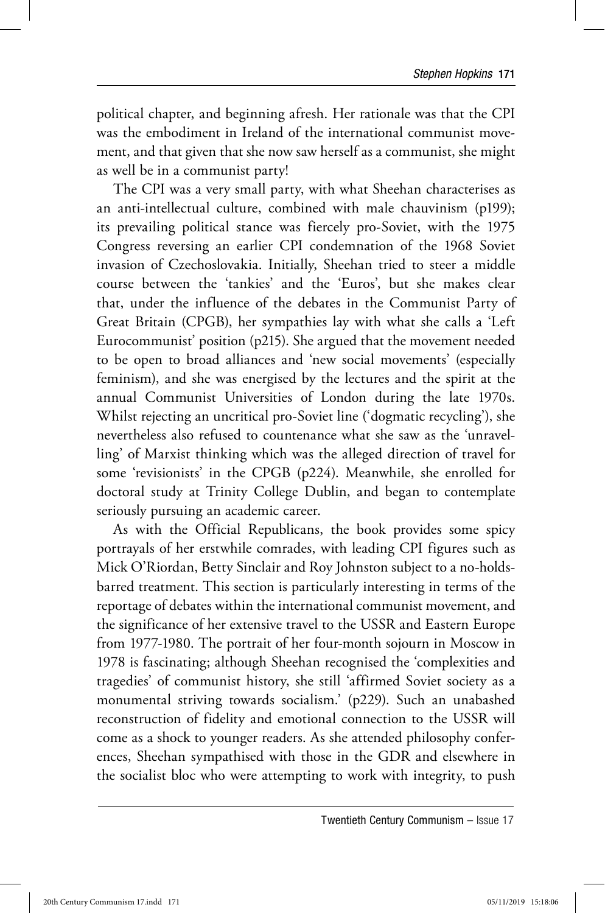political chapter, and beginning afresh. Her rationale was that the CPI was the embodiment in Ireland of the international communist movement, and that given that she now saw herself as a communist, she might as well be in a communist party!

The CPI was a very small party, with what Sheehan characterises as an anti-intellectual culture, combined with male chauvinism (p199); its prevailing political stance was fiercely pro-Soviet, with the 1975 Congress reversing an earlier CPI condemnation of the 1968 Soviet invasion of Czechoslovakia. Initially, Sheehan tried to steer a middle course between the 'tankies' and the 'Euros', but she makes clear that, under the influence of the debates in the Communist Party of Great Britain (CPGB), her sympathies lay with what she calls a 'Left Eurocommunist' position (p215). She argued that the movement needed to be open to broad alliances and 'new social movements' (especially feminism), and she was energised by the lectures and the spirit at the annual Communist Universities of London during the late 1970s. Whilst rejecting an uncritical pro-Soviet line ('dogmatic recycling'), she nevertheless also refused to countenance what she saw as the 'unravelling' of Marxist thinking which was the alleged direction of travel for some 'revisionists' in the CPGB (p224). Meanwhile, she enrolled for doctoral study at Trinity College Dublin, and began to contemplate seriously pursuing an academic career.

As with the Official Republicans, the book provides some spicy portrayals of her erstwhile comrades, with leading CPI figures such as Mick O'Riordan, Betty Sinclair and Roy Johnston subject to a no-holds-barred treatment. This section is particularly interesting in terms of the reportage of debates within the international communist movement, and the significance of her extensive travel to the USSR and Eastern Europe from 1977-1980. The portrait of her four-month sojourn in Moscow in 1978 is fascinating; although Sheehan recognised the 'complexities and tragedies' of communist history, she still 'affirmed Soviet society as a monumental striving towards socialism.' (p229). Such an unabashed reconstruction of fidelity and emotional connection to the USSR will come as a shock to younger readers. As she attended philosophy conferences, Sheehan sympathised with those in the GDR and elsewhere in the socialist bloc who were attempting to work with integrity, to push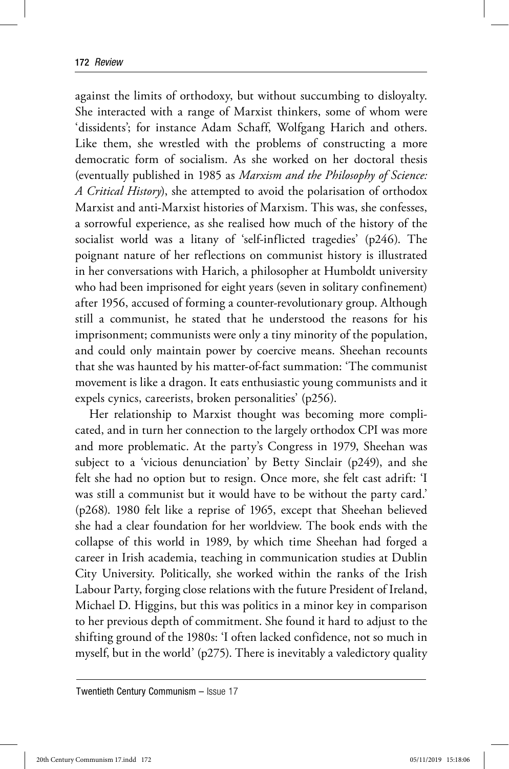against the limits of orthodoxy, but without succumbing to disloyalty. She interacted with a range of Marxist thinkers, some of whom were 'dissidents'; for instance Adam Schaff, Wolfgang Harich and others. Like them, she wrestled with the problems of constructing a more democratic form of socialism. As she worked on her doctoral thesis (eventually published in 1985 as *Marxism and the Philosophy of Science: A Critical History*), she attempted to avoid the polarisation of orthodox Marxist and anti-Marxist histories of Marxism. This was, she confesses, a sorrowful experience, as she realised how much of the history of the socialist world was a litany of 'self-inflicted tragedies' (p246). The poignant nature of her reflections on communist history is illustrated in her conversations with Harich, a philosopher at Humboldt university who had been imprisoned for eight years (seven in solitary confinement) after 1956, accused of forming a counter-revolutionary group. Although still a communist, he stated that he understood the reasons for his imprisonment; communists were only a tiny minority of the population, and could only maintain power by coercive means. Sheehan recounts that she was haunted by his matter-of-fact summation: 'The communist movement is like a dragon. It eats enthusiastic young communists and it expels cynics, careerists, broken personalities' (p256).

Her relationship to Marxist thought was becoming more complicated, and in turn her connection to the largely orthodox CPI was more and more problematic. At the party's Congress in 1979, Sheehan was subject to a 'vicious denunciation' by Betty Sinclair (p249), and she felt she had no option but to resign. Once more, she felt cast adrift: 'I was still a communist but it would have to be without the party card.' (p268). 1980 felt like a reprise of 1965, except that Sheehan believed she had a clear foundation for her worldview. The book ends with the collapse of this world in 1989, by which time Sheehan had forged a career in Irish academia, teaching in communication studies at Dublin City University. Politically, she worked within the ranks of the Irish Labour Party, forging close relations with the future President of Ireland, Michael D. Higgins, but this was politics in a minor key in comparison to her previous depth of commitment. She found it hard to adjust to the shifting ground of the 1980s: 'I often lacked confidence, not so much in myself, but in the world' (p275). There is inevitably a valedictory quality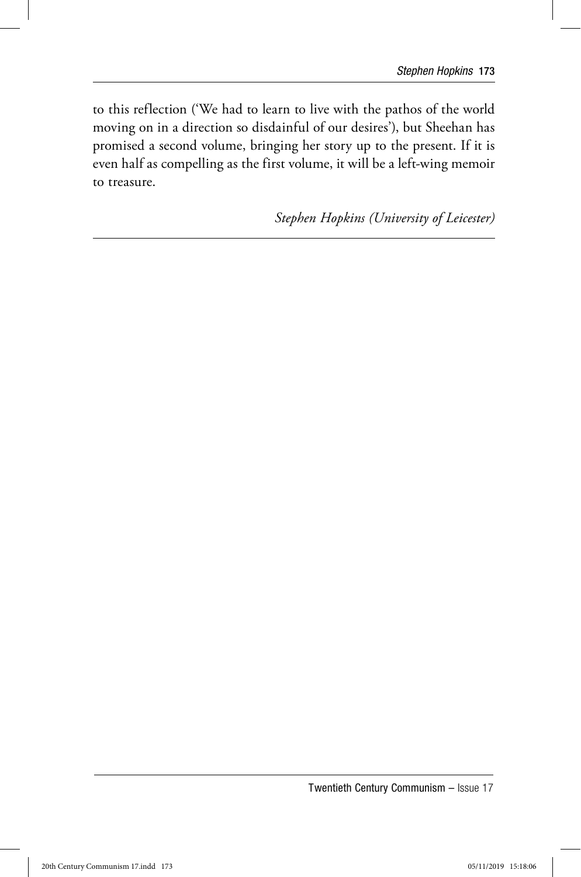to this reflection ('We had to learn to live with the pathos of the world moving on in a direction so disdainful of our desires'), but Sheehan has promised a second volume, bringing her story up to the present. If it is even half as compelling as the first volume, it will be a left-wing memoir to treasure.

*Stephen Hopkins (University of Leicester)*